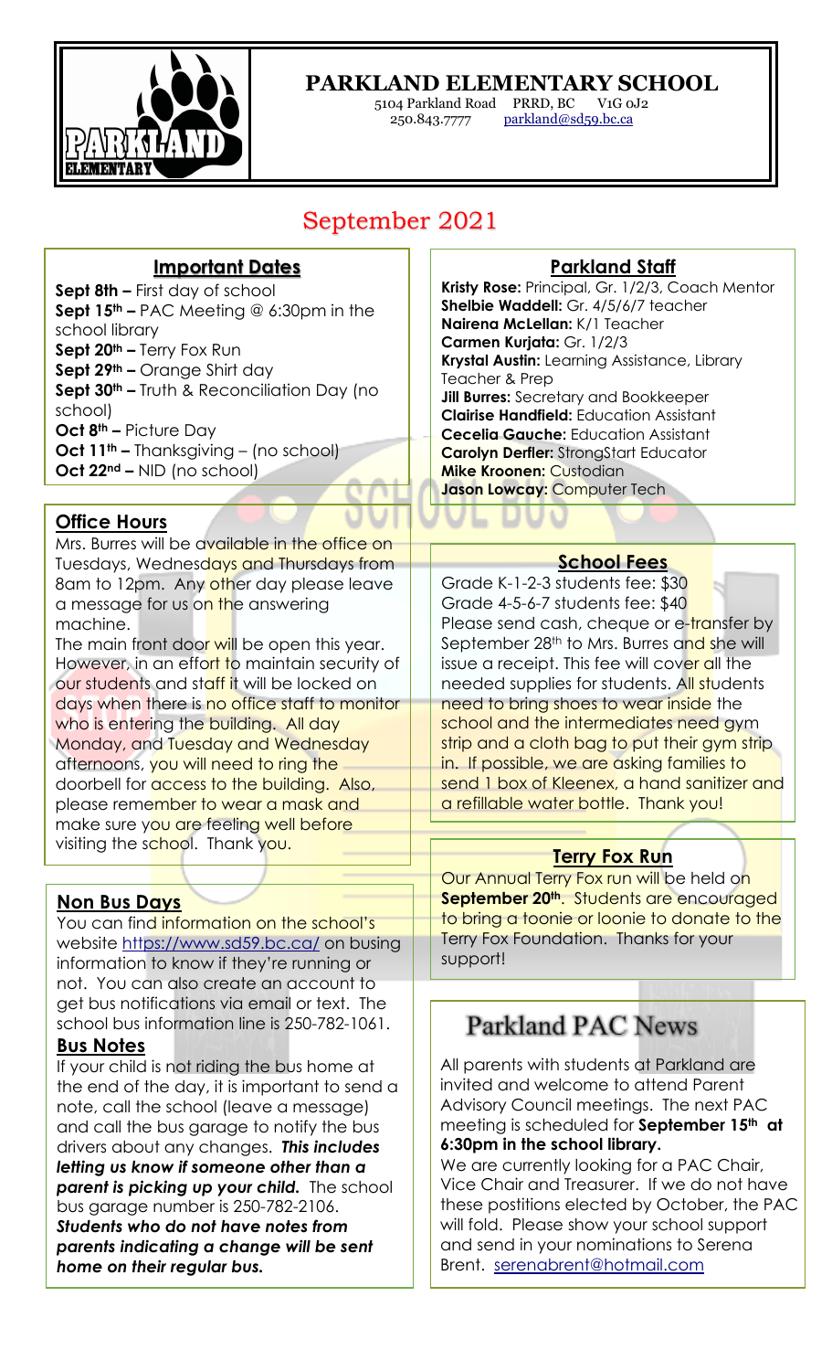# PARKLAND ELEMENTARY SCHOOL

5104 Parkland Road PRRD, BC V1G 0J2
250.843.7777 parkland@sd59.bc.ca

## September 2021

### Important Dates

**Sept 8th –** First day of school
**Sept 15th –** PAC Meeting @ 6:30pm in the school library
**Sept 20th –** Terry Fox Run
**Sept 29th –** Orange Shirt day
**Sept 30th –** Truth & Reconciliation Day (no school)
**Oct 8th –** Picture Day
**Oct 11th –** Thanksgiving – (no school)
**Oct 22nd –** NID (no school)

### Office Hours

Mrs. Burres will be available in the office on Tuesdays, Wednesdays and Thursdays from 8am to 12pm. Any other day please leave a message for us on the answering machine.

The main front door will be open this year. However, in an effort to maintain security of our students and staff it will be locked on days when there is no office staff to monitor who is entering the building. All day Monday, and Tuesday and Wednesday afternoons, you will need to ring the doorbell for access to the building. Also, please remember to wear a mask and make sure you are feeling well before visiting the school. Thank you.

### Non Bus Days

You can find information on the school's website https://www.sd59.bc.ca/ on busing information to know if they're running or not. You can also create an account to get bus notifications via email or text. The school bus information line is 250-782-1061.

### Bus Notes

If your child is not riding the bus home at the end of the day, it is important to send a note, call the school (leave a message) and call the bus garage to notify the bus drivers about any changes. ***This includes letting us know if someone other than a parent is picking up your child.*** The school bus garage number is 250-782-2106. ***Students who do not have notes from parents indicating a change will be sent home on their regular bus.***

### Parkland Staff

**Kristy Rose:** Principal, Gr. 1/2/3, Coach Mentor
**Shelbie Waddell:** Gr. 4/5/6/7 teacher
**Nairena McLellan:** K/1 Teacher
**Carmen Kurjata:** Gr. 1/2/3
**Krystal Austin:** Learning Assistance, Library Teacher & Prep
**Jill Burres:** Secretary and Bookkeeper
**Clairise Handfield:** Education Assistant
**Cecelia Gauche:** Education Assistant
**Carolyn Derfler:** StrongStart Educator
**Mike Kroonen:** Custodian
**Jason Lowcay:** Computer Tech

### School Fees

Grade K-1-2-3 students fee: $30
Grade 4-5-6-7 students fee: $40
Please send cash, cheque or e-transfer by September 28th to Mrs. Burres and she will issue a receipt. This fee will cover all the needed supplies for students. All students need to bring shoes to wear inside the school and the intermediates need gym strip and a cloth bag to put their gym strip in. If possible, we are asking families to send 1 box of Kleenex, a hand sanitizer and a refillable water bottle. Thank you!

### Terry Fox Run

Our Annual Terry Fox run will be held on **September 20th**. Students are encouraged to bring a toonie or loonie to donate to the Terry Fox Foundation. Thanks for your support!

## Parkland PAC News

All parents with students at Parkland are invited and welcome to attend Parent Advisory Council meetings. The next PAC meeting is scheduled for **September 15th at 6:30pm in the school library.**

We are currently looking for a PAC Chair, Vice Chair and Treasurer. If we do not have these postitions elected by October, the PAC will fold. Please show your school support and send in your nominations to Serena Brent. serenabrent@hotmail.com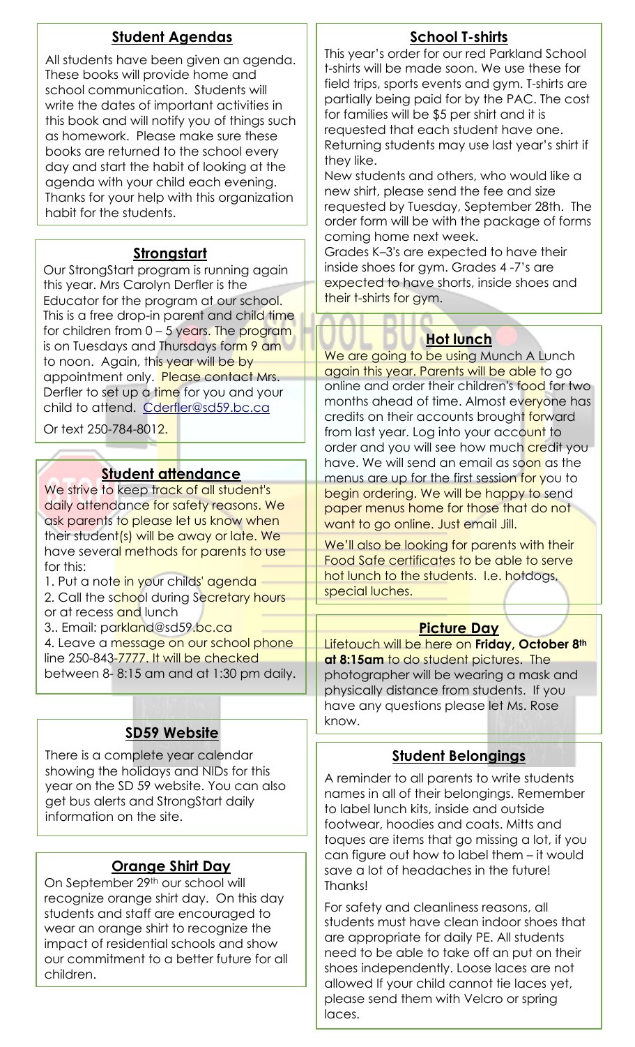## Student Agendas

All students have been given an agenda. These books will provide home and school communication. Students will write the dates of important activities in this book and will notify you of things such as homework. Please make sure these books are returned to the school every day and start the habit of looking at the agenda with your child each evening. Thanks for your help with this organization habit for the students.

## Strongstart

Our StrongStart program is running again this year. Mrs Carolyn Derfler is the Educator for the program at our school. This is a free drop-in parent and child time for children from 0 – 5 years. The program is on Tuesdays and Thursdays form 9 am to noon. Again, this year will be by appointment only. Please contact Mrs. Derfler to set up a time for you and your child to attend. Cderfler@sd59.bc.ca

Or text 250-784-8012.

## Student attendance

We strive to keep track of all student's daily attendance for safety reasons. We ask parents to please let us know when their student(s) will be away or late. We have several methods for parents to use for this:

1. Put a note in your childs' agenda
2. Call the school during Secretary hours or at recess and lunch
3.. Email: parkland@sd59.bc.ca
4. Leave a message on our school phone line 250-843-7777. It will be checked between 8- 8:15 am and at 1:30 pm daily.

## SD59 Website

There is a complete year calendar showing the holidays and NIDs for this year on the SD 59 website. You can also get bus alerts and StrongStart daily information on the site.

## Orange Shirt Day

On September 29th our school will recognize orange shirt day. On this day students and staff are encouraged to wear an orange shirt to recognize the impact of residential schools and show our commitment to a better future for all children.

## School T-shirts

This year's order for our red Parkland School t-shirts will be made soon. We use these for field trips, sports events and gym. T-shirts are partially being paid for by the PAC. The cost for families will be $5 per shirt and it is requested that each student have one. Returning students may use last year's shirt if they like.

New students and others, who would like a new shirt, please send the fee and size requested by Tuesday, September 28th. The order form will be with the package of forms coming home next week.

Grades K–3's are expected to have their inside shoes for gym. Grades 4 -7's are expected to have shorts, inside shoes and their t-shirts for gym.

## Hot lunch

We are going to be using Munch A Lunch again this year. Parents will be able to go online and order their children's food for two months ahead of time. Almost everyone has credits on their accounts brought forward from last year. Log into your account to order and you will see how much credit you have. We will send an email as soon as the menus are up for the first session for you to begin ordering. We will be happy to send paper menus home for those that do not want to go online. Just email Jill.

We'll also be looking for parents with their Food Safe certificates to be able to serve hot lunch to the students. I.e. hotdogs, special luches.

## Picture Day

Lifetouch will be here on **Friday, October 8th at 8:15am** to do student pictures. The photographer will be wearing a mask and physically distance from students. If you have any questions please let Ms. Rose know.

## Student Belongings

A reminder to all parents to write students names in all of their belongings. Remember to label lunch kits, inside and outside footwear, hoodies and coats. Mitts and toques are items that go missing a lot, if you can figure out how to label them – it would save a lot of headaches in the future! Thanks!

For safety and cleanliness reasons, all students must have clean indoor shoes that are appropriate for daily PE. All students need to be able to take off an put on their shoes independently. Loose laces are not allowed If your child cannot tie laces yet, please send them with Velcro or spring laces.